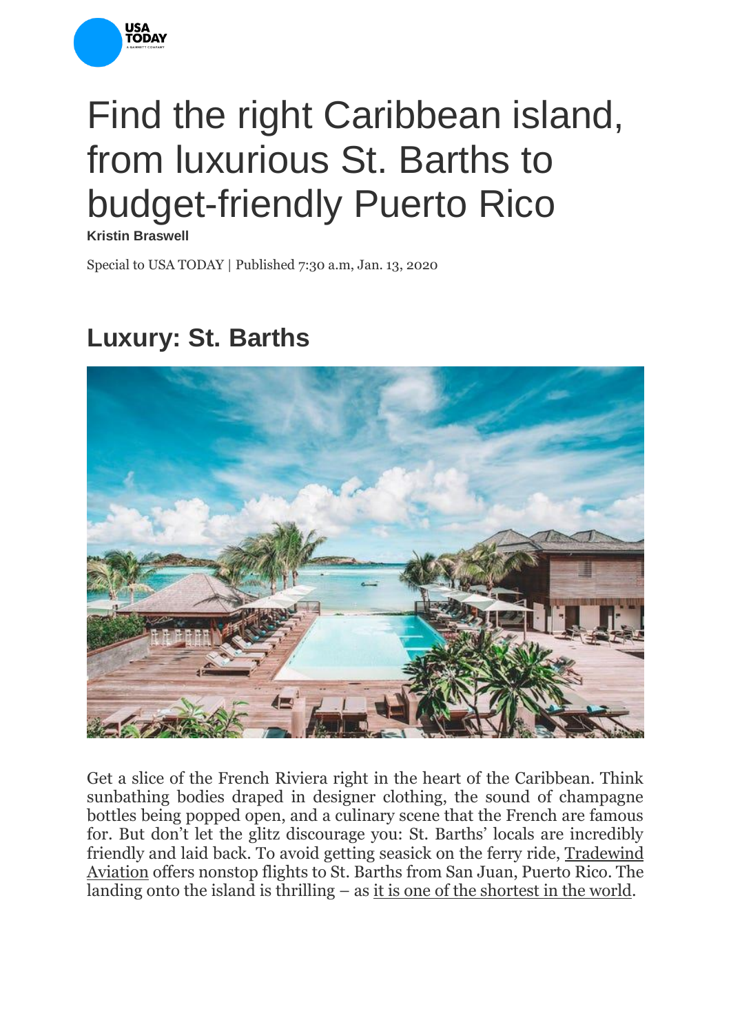# Find the right Caribbean island, from luxurious St. Barths to budget-friendly Puerto Rico

**Kristin Braswell**

Special to USA TODAY | Published 7:30 a.m, Jan. 13, 2020

## Luxury: St. Barths

Get a slice of the French Riviera right in the heart of the Caribbean. Think sunbathing bodies draped in designer clothing, the sound of champagne bottles being popped open, and a culinary scene that the French are famous for. But don't let the glitz discourage you: St. Barths' locals are incredibly friendly and laid back. To avoid getting seasick on the ferry ride, Tradewind Aviation offers nonstop flights to St. Barths from San Juan, Puerto Rico. The landing onto the island is thrilling – as it is one of the shortest in the world.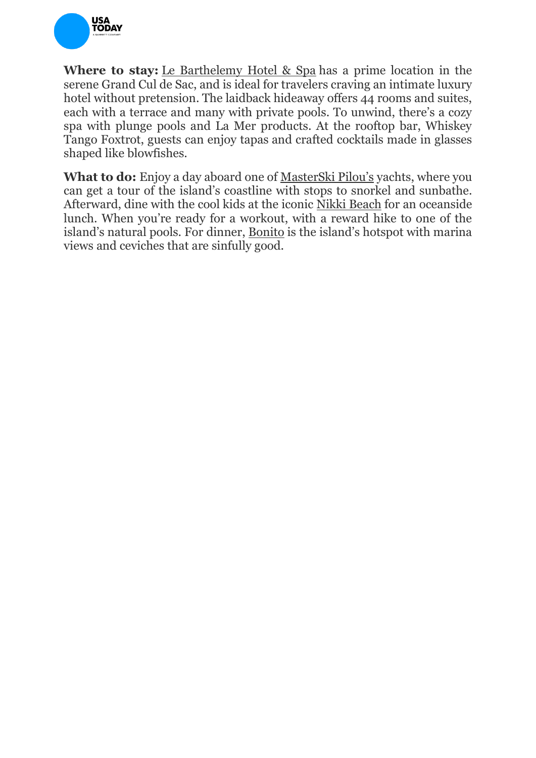**Where to stay:** Le Barthelemy Hotel & Spa has a prime location in the serene Grand Cul de Sac, and is ideal for travelers craving an intimate luxury hotel without pretension. The laidback hideaway offers 44 rooms and suites, each with a terrace and many with private pools. To unwind, there's a cozy spa with plunge pools and La Mer products. At the rooftop bar, Whiskey Tango Foxtrot, guests can enjoy tapas and crafted cocktails made in glasses shaped like blowfishes.

**What to do:** Enjoy a day aboard one of MasterSki Pilou's yachts, where you can get a tour of the island's coastline with stops to snorkel and sunbathe. Afterward, dine with the cool kids at the iconic Nikki Beach for an oceanside lunch. When you're ready for a workout, with a reward hike to one of the island's natural pools. For dinner, Bonito is the island's hotspot with marina views and ceviches that are sinfully good.